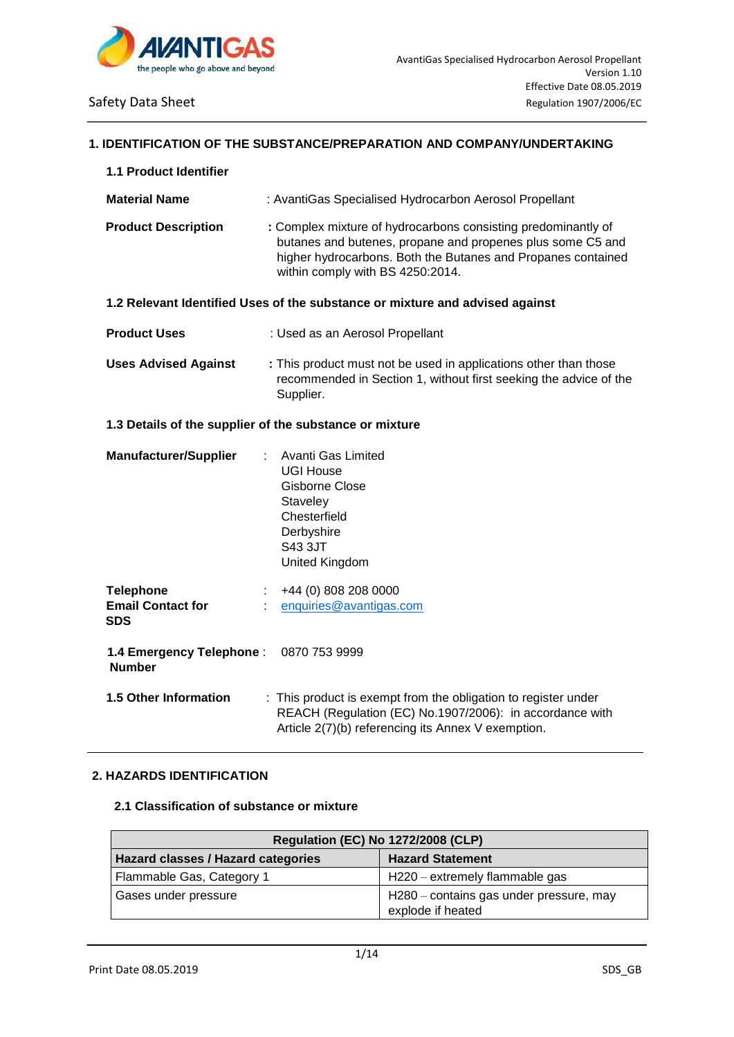# 1. IDENTIFICATION OF THE SUBSTANCE/PREPARATION AND COMPANY/UNDERTAKING

## 1.1 Product Identifier

**Material Name** : AvantiGas Specialised Hydrocarbon Aerosol Propellant

**Product Description** : Complex mixture of hydrocarbons consisting predominantly of butanes and butenes, propane and propenes plus some C5 and higher hydrocarbons. Both the Butanes and Propanes contained within comply with BS 4250:2014.

## 1.2 Relevant Identified Uses of the substance or mixture and advised against

**Product Uses** : Used as an Aerosol Propellant

**Uses Advised Against** : This product must not be used in applications other than those recommended in Section 1, without first seeking the advice of the Supplier.

## 1.3 Details of the supplier of the substance or mixture

**Manufacturer/Supplier** :
Avanti Gas Limited
UGI House
Gisborne Close
Staveley
Chesterfield
Derbyshire
S43 3JT
United Kingdom

**Telephone** : +44 (0) 808 208 0000
**Email Contact for SDS** : enquiries@avantigas.com

**1.4 Emergency Telephone Number** : 0870 753 9999

**1.5 Other Information** : This product is exempt from the obligation to register under REACH (Regulation (EC) No.1907/2006): in accordance with Article 2(7)(b) referencing its Annex V exemption.

# 2. HAZARDS IDENTIFICATION

## 2.1 Classification of substance or mixture

| Regulation (EC) No 1272/2008 (CLP) | |
|---|---|
| **Hazard classes / Hazard categories** | **Hazard Statement** |
| Flammable Gas, Category 1 | H220 – extremely flammable gas |
| Gases under pressure | H280 – contains gas under pressure, may explode if heated |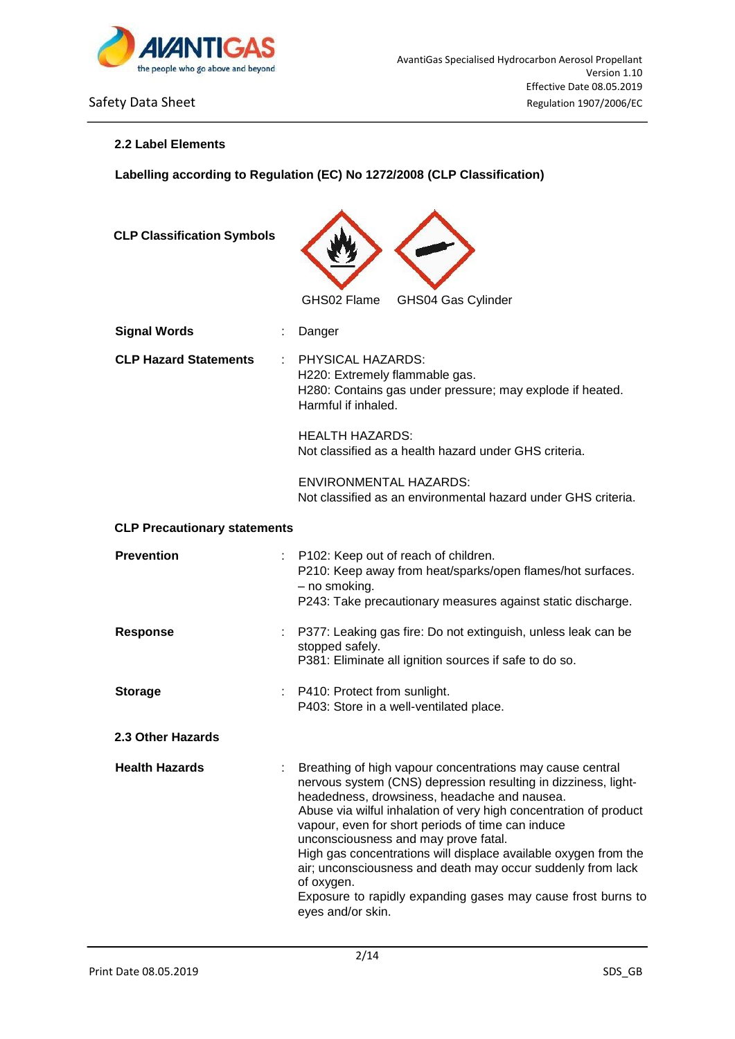### 2.2 Label Elements

**Labelling according to Regulation (EC) No 1272/2008 (CLP Classification)**

**CLP Classification Symbols**

GHS02 Flame GHS04 Gas Cylinder

| | | |
|---|---|---|
| **Signal Words** | : | Danger |
| **CLP Hazard Statements** | : | PHYSICAL HAZARDS:<br>H220: Extremely flammable gas.<br>H280: Contains gas under pressure; may explode if heated.<br>Harmful if inhaled.<br><br>HEALTH HAZARDS:<br>Not classified as a health hazard under GHS criteria.<br><br>ENVIRONMENTAL HAZARDS:<br>Not classified as an environmental hazard under GHS criteria. |

**CLP Precautionary statements**

| | | |
|---|---|---|
| **Prevention** | : | P102: Keep out of reach of children.<br>P210: Keep away from heat/sparks/open flames/hot surfaces. – no smoking.<br>P243: Take precautionary measures against static discharge. |
| **Response** | : | P377: Leaking gas fire: Do not extinguish, unless leak can be stopped safely.<br>P381: Eliminate all ignition sources if safe to do so. |
| **Storage** | : | P410: Protect from sunlight.<br>P403: Store in a well-ventilated place. |

### 2.3 Other Hazards

| | | |
|---|---|---|
| **Health Hazards** | : | Breathing of high vapour concentrations may cause central nervous system (CNS) depression resulting in dizziness, light-headedness, drowsiness, headache and nausea.<br>Abuse via wilful inhalation of very high concentration of product vapour, even for short periods of time can induce unconsciousness and may prove fatal.<br>High gas concentrations will displace available oxygen from the air; unconsciousness and death may occur suddenly from lack of oxygen.<br>Exposure to rapidly expanding gases may cause frost burns to eyes and/or skin. |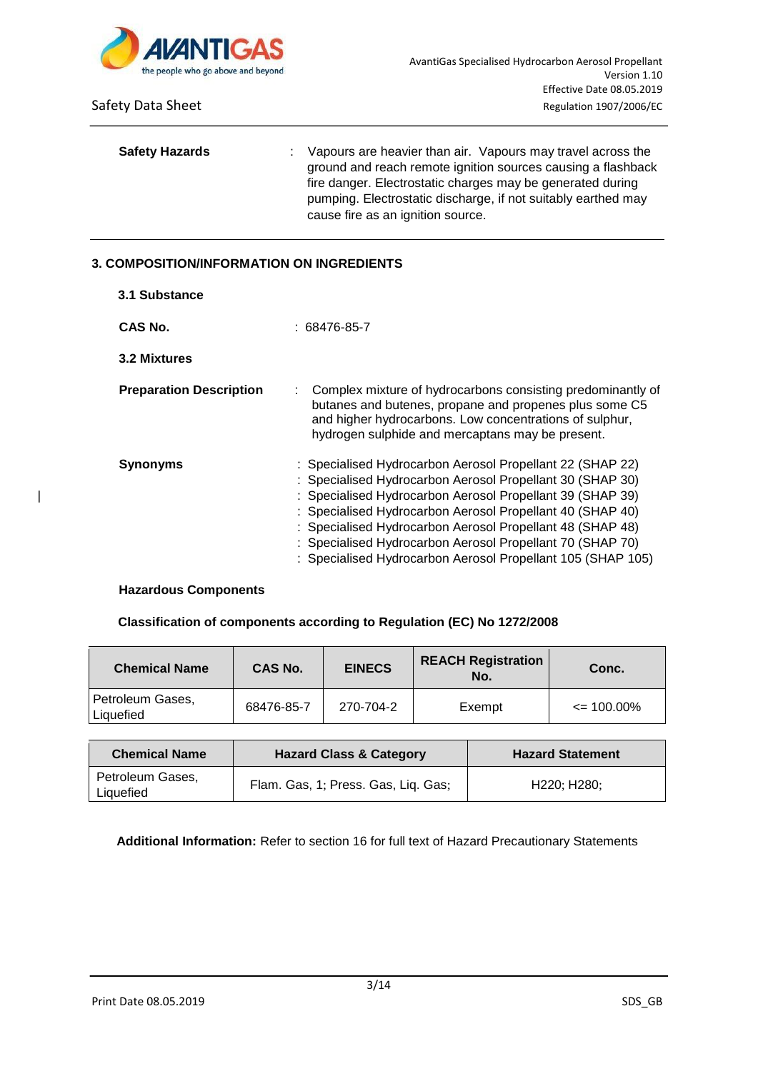**Safety Hazards** : Vapours are heavier than air. Vapours may travel across the ground and reach remote ignition sources causing a flashback fire danger. Electrostatic charges may be generated during pumping. Electrostatic discharge, if not suitably earthed may cause fire as an ignition source.

## 3. COMPOSITION/INFORMATION ON INGREDIENTS

### 3.1 Substance

**CAS No.** : 68476-85-7

### 3.2 Mixtures

**Preparation Description** : Complex mixture of hydrocarbons consisting predominantly of butanes and butenes, propane and propenes plus some C5 and higher hydrocarbons. Low concentrations of sulphur, hydrogen sulphide and mercaptans may be present.

**Synonyms**

- : Specialised Hydrocarbon Aerosol Propellant 22 (SHAP 22)
- : Specialised Hydrocarbon Aerosol Propellant 30 (SHAP 30)
- : Specialised Hydrocarbon Aerosol Propellant 39 (SHAP 39)
- : Specialised Hydrocarbon Aerosol Propellant 40 (SHAP 40)
- : Specialised Hydrocarbon Aerosol Propellant 48 (SHAP 48)
- : Specialised Hydrocarbon Aerosol Propellant 70 (SHAP 70)
- : Specialised Hydrocarbon Aerosol Propellant 105 (SHAP 105)

**Hazardous Components**

**Classification of components according to Regulation (EC) No 1272/2008**

| Chemical Name | CAS No. | EINECS | REACH Registration No. | Conc. |
|---|---|---|---|---|
| Petroleum Gases, Liquefied | 68476-85-7 | 270-704-2 | Exempt | <= 100.00% |

| Chemical Name | Hazard Class & Category | Hazard Statement |
|---|---|---|
| Petroleum Gases, Liquefied | Flam. Gas, 1; Press. Gas, Liq. Gas; | H220; H280; |

**Additional Information:** Refer to section 16 for full text of Hazard Precautionary Statements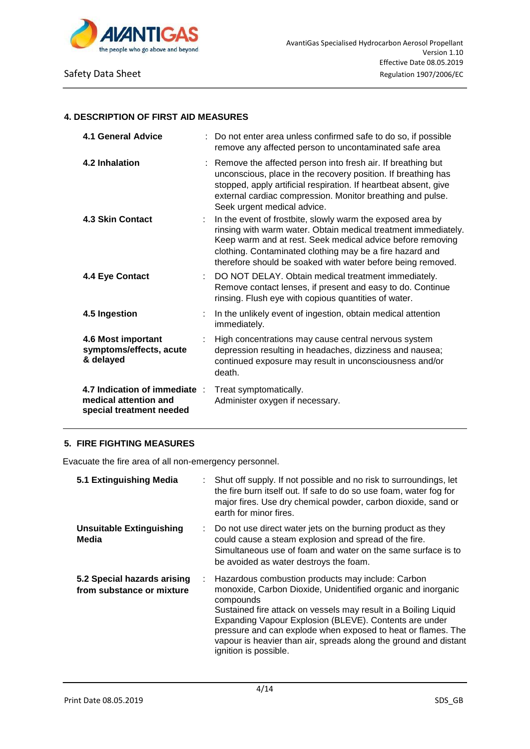## 4. DESCRIPTION OF FIRST AID MEASURES

| | |
|---|---|
| **4.1 General Advice** | Do not enter area unless confirmed safe to do so, if possible remove any affected person to uncontaminated safe area |
| **4.2 Inhalation** | Remove the affected person into fresh air. If breathing but unconscious, place in the recovery position. If breathing has stopped, apply artificial respiration. If heartbeat absent, give external cardiac compression. Monitor breathing and pulse. Seek urgent medical advice. |
| **4.3 Skin Contact** | In the event of frostbite, slowly warm the exposed area by rinsing with warm water. Obtain medical treatment immediately. Keep warm and at rest. Seek medical advice before removing clothing. Contaminated clothing may be a fire hazard and therefore should be soaked with water before being removed. |
| **4.4 Eye Contact** | DO NOT DELAY. Obtain medical treatment immediately. Remove contact lenses, if present and easy to do. Continue rinsing. Flush eye with copious quantities of water. |
| **4.5 Ingestion** | In the unlikely event of ingestion, obtain medical attention immediately. |
| **4.6 Most important symptoms/effects, acute & delayed** | High concentrations may cause central nervous system depression resulting in headaches, dizziness and nausea; continued exposure may result in unconsciousness and/or death. |
| **4.7 Indication of immediate medical attention and special treatment needed** | Treat symptomatically.<br>Administer oxygen if necessary. |

## 5. FIRE FIGHTING MEASURES

Evacuate the fire area of all non-emergency personnel.

| | |
|---|---|
| **5.1 Extinguishing Media** | Shut off supply. If not possible and no risk to surroundings, let the fire burn itself out. If safe to do so use foam, water fog for major fires. Use dry chemical powder, carbon dioxide, sand or earth for minor fires. |
| **Unsuitable Extinguishing Media** | Do not use direct water jets on the burning product as they could cause a steam explosion and spread of the fire. Simultaneous use of foam and water on the same surface is to be avoided as water destroys the foam. |
| **5.2 Special hazards arising from substance or mixture** | Hazardous combustion products may include: Carbon monoxide, Carbon Dioxide, Unidentified organic and inorganic compounds<br>Sustained fire attack on vessels may result in a Boiling Liquid Expanding Vapour Explosion (BLEVE). Contents are under pressure and can explode when exposed to heat or flames. The vapour is heavier than air, spreads along the ground and distant ignition is possible. |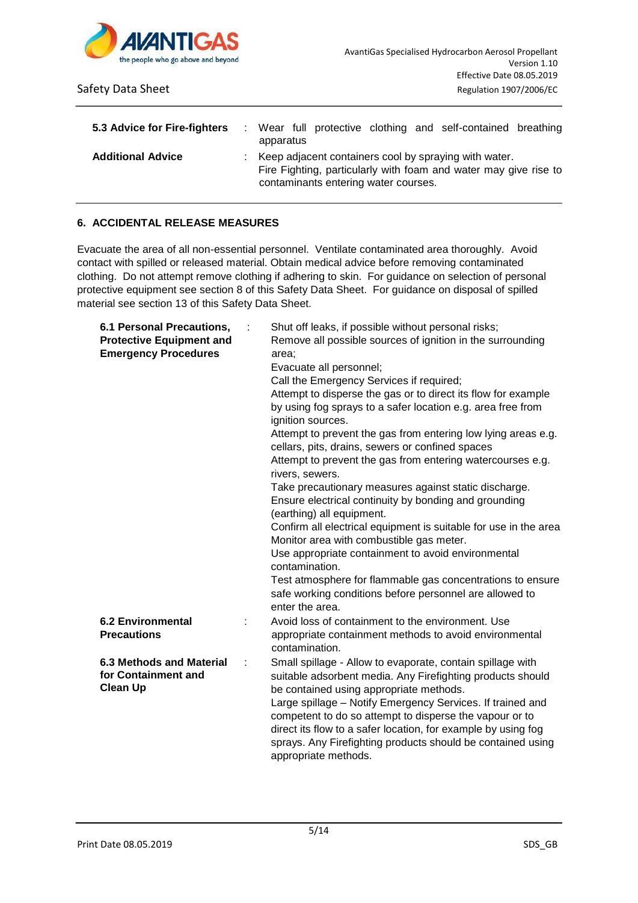| | | |
|---|---|---|
| **5.3 Advice for Fire-fighters** | : | Wear full protective clothing and self-contained breathing apparatus |
| **Additional Advice** | : | Keep adjacent containers cool by spraying with water.<br>Fire Fighting, particularly with foam and water may give rise to contaminants entering water courses. |

## 6. ACCIDENTAL RELEASE MEASURES

Evacuate the area of all non-essential personnel. Ventilate contaminated area thoroughly. Avoid contact with spilled or released material. Obtain medical advice before removing contaminated clothing. Do not attempt remove clothing if adhering to skin. For guidance on selection of personal protective equipment see section 8 of this Safety Data Sheet. For guidance on disposal of spilled material see section 13 of this Safety Data Sheet.

| | | |
|---|---|---|
| **6.1 Personal Precautions, Protective Equipment and Emergency Procedures** | : | Shut off leaks, if possible without personal risks;<br>Remove all possible sources of ignition in the surrounding area;<br>Evacuate all personnel;<br>Call the Emergency Services if required;<br>Attempt to disperse the gas or to direct its flow for example by using fog sprays to a safer location e.g. area free from ignition sources.<br>Attempt to prevent the gas from entering low lying areas e.g. cellars, pits, drains, sewers or confined spaces<br>Attempt to prevent the gas from entering watercourses e.g. rivers, sewers.<br>Take precautionary measures against static discharge.<br>Ensure electrical continuity by bonding and grounding (earthing) all equipment.<br>Confirm all electrical equipment is suitable for use in the area<br>Monitor area with combustible gas meter.<br>Use appropriate containment to avoid environmental contamination.<br>Test atmosphere for flammable gas concentrations to ensure safe working conditions before personnel are allowed to enter the area. |
| **6.2 Environmental Precautions** | : | Avoid loss of containment to the environment. Use appropriate containment methods to avoid environmental contamination. |
| **6.3 Methods and Material for Containment and Clean Up** | : | Small spillage - Allow to evaporate, contain spillage with suitable adsorbent media. Any Firefighting products should be contained using appropriate methods.<br>Large spillage – Notify Emergency Services. If trained and competent to do so attempt to disperse the vapour or to direct its flow to a safer location, for example by using fog sprays. Any Firefighting products should be contained using appropriate methods. |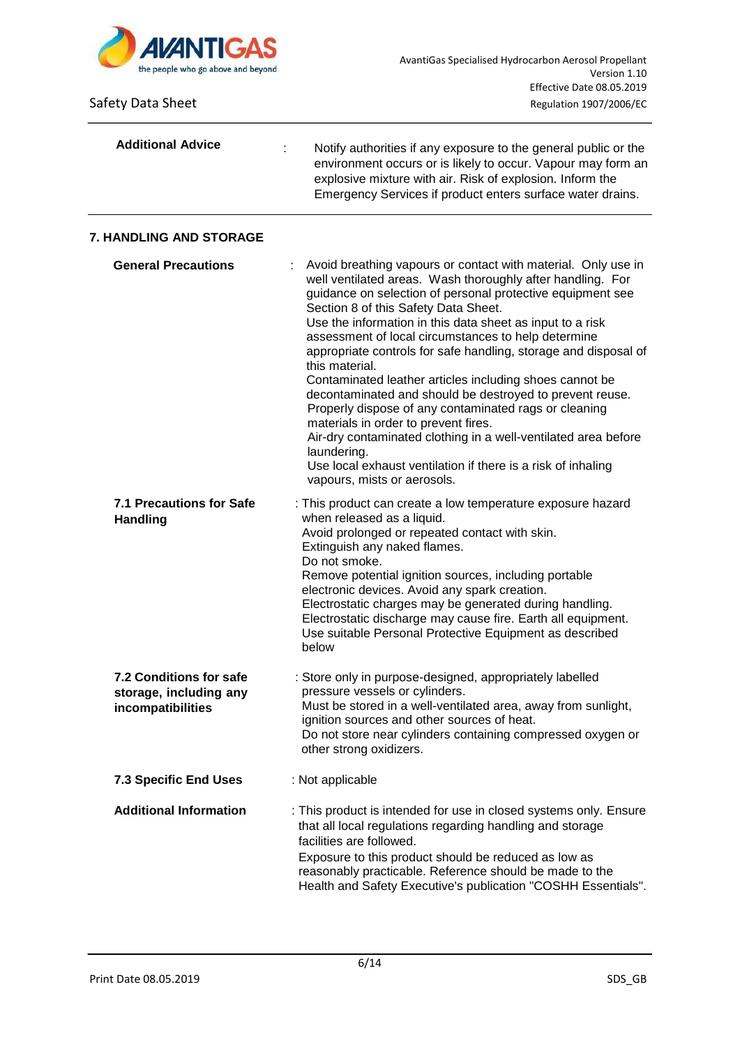**Additional Advice** : Notify authorities if any exposure to the general public or the environment occurs or is likely to occur. Vapour may form an explosive mixture with air. Risk of explosion. Inform the Emergency Services if product enters surface water drains.

## 7. HANDLING AND STORAGE

**General Precautions** : Avoid breathing vapours or contact with material. Only use in well ventilated areas. Wash thoroughly after handling. For guidance on selection of personal protective equipment see Section 8 of this Safety Data Sheet.
Use the information in this data sheet as input to a risk assessment of local circumstances to help determine appropriate controls for safe handling, storage and disposal of this material.
Contaminated leather articles including shoes cannot be decontaminated and should be destroyed to prevent reuse.
Properly dispose of any contaminated rags or cleaning materials in order to prevent fires.
Air-dry contaminated clothing in a well-ventilated area before laundering.
Use local exhaust ventilation if there is a risk of inhaling vapours, mists or aerosols.

**7.1 Precautions for Safe Handling** : This product can create a low temperature exposure hazard when released as a liquid.
Avoid prolonged or repeated contact with skin.
Extinguish any naked flames.
Do not smoke.
Remove potential ignition sources, including portable electronic devices. Avoid any spark creation.
Electrostatic charges may be generated during handling.
Electrostatic discharge may cause fire. Earth all equipment.
Use suitable Personal Protective Equipment as described below

**7.2 Conditions for safe storage, including any incompatibilities** : Store only in purpose-designed, appropriately labelled pressure vessels or cylinders.
Must be stored in a well-ventilated area, away from sunlight, ignition sources and other sources of heat.
Do not store near cylinders containing compressed oxygen or other strong oxidizers.

**7.3 Specific End Uses** : Not applicable

**Additional Information** : This product is intended for use in closed systems only. Ensure that all local regulations regarding handling and storage facilities are followed.
Exposure to this product should be reduced as low as reasonably practicable. Reference should be made to the Health and Safety Executive's publication "COSHH Essentials".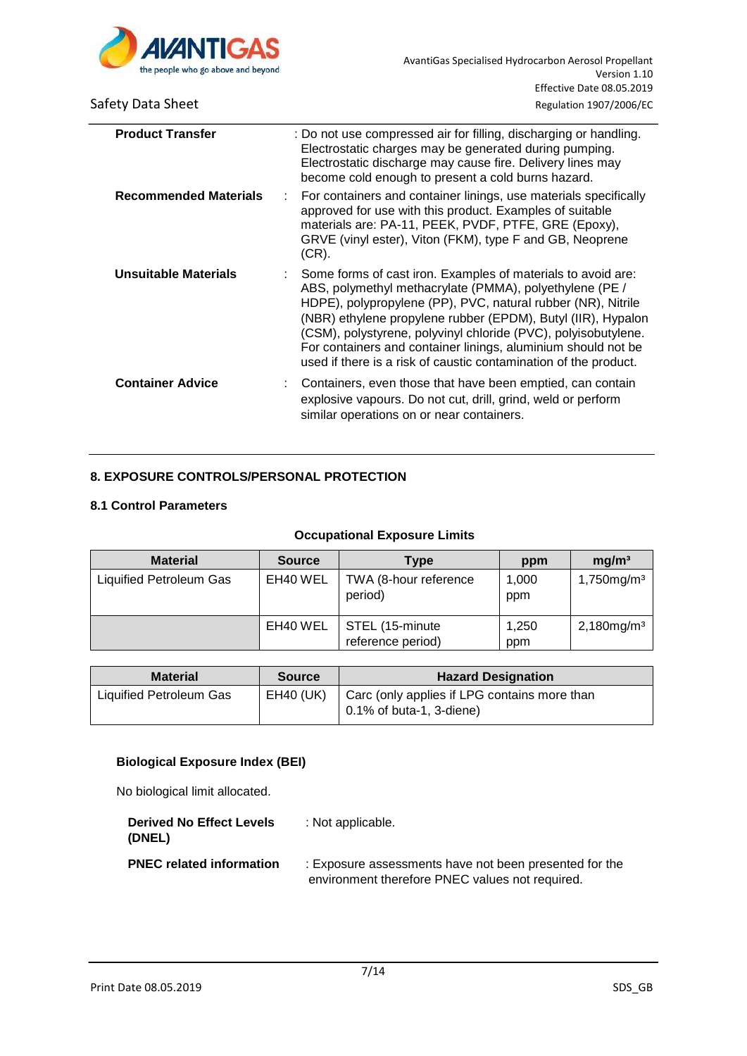| | |
|---|---|
| **Product Transfer** | : Do not use compressed air for filling, discharging or handling. Electrostatic charges may be generated during pumping. Electrostatic discharge may cause fire. Delivery lines may become cold enough to present a cold burns hazard. |
| **Recommended Materials** | : For containers and container linings, use materials specifically approved for use with this product. Examples of suitable materials are: PA-11, PEEK, PVDF, PTFE, GRE (Epoxy), GRVE (vinyl ester), Viton (FKM), type F and GB, Neoprene (CR). |
| **Unsuitable Materials** | : Some forms of cast iron. Examples of materials to avoid are: ABS, polymethyl methacrylate (PMMA), polyethylene (PE / HDPE), polypropylene (PP), PVC, natural rubber (NR), Nitrile (NBR) ethylene propylene rubber (EPDM), Butyl (IIR), Hypalon (CSM), polystyrene, polyvinyl chloride (PVC), polyisobutylene. For containers and container linings, aluminium should not be used if there is a risk of caustic contamination of the product. |
| **Container Advice** | : Containers, even those that have been emptied, can contain explosive vapours. Do not cut, drill, grind, weld or perform similar operations on or near containers. |

## 8. EXPOSURE CONTROLS/PERSONAL PROTECTION

### 8.1 Control Parameters

**Occupational Exposure Limits**

| Material | Source | Type | ppm | mg/m³ |
|---|---|---|---|---|
| Liquified Petroleum Gas | EH40 WEL | TWA (8-hour reference period) | 1,000 ppm | 1,750mg/m³ |
| | EH40 WEL | STEL (15-minute reference period) | 1,250 ppm | 2,180mg/m³ |

| Material | Source | Hazard Designation |
|---|---|---|
| Liquified Petroleum Gas | EH40 (UK) | Carc (only applies if LPG contains more than 0.1% of buta-1, 3-diene) |

**Biological Exposure Index (BEI)**

No biological limit allocated.

| | |
|---|---|
| **Derived No Effect Levels (DNEL)** | : Not applicable. |
| **PNEC related information** | : Exposure assessments have not been presented for the environment therefore PNEC values not required. |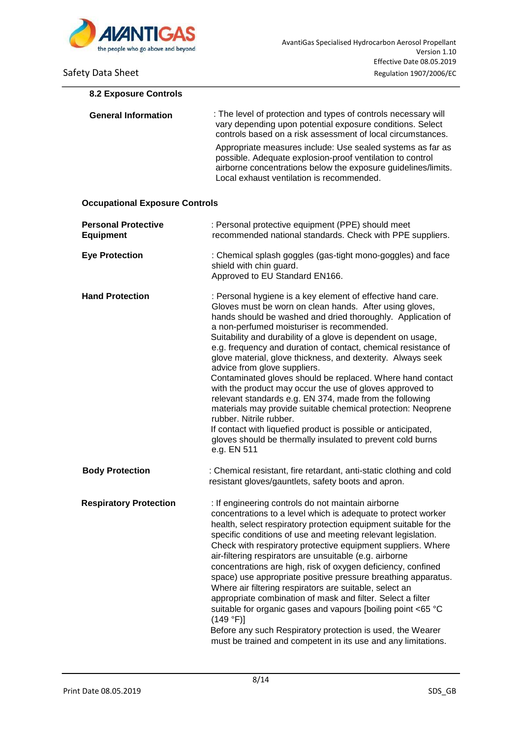### 8.2 Exposure Controls

**General Information**

: The level of protection and types of controls necessary will vary depending upon potential exposure conditions. Select controls based on a risk assessment of local circumstances.

Appropriate measures include: Use sealed systems as far as possible. Adequate explosion-proof ventilation to control airborne concentrations below the exposure guidelines/limits. Local exhaust ventilation is recommended.

### Occupational Exposure Controls

**Personal Protective Equipment**

: Personal protective equipment (PPE) should meet recommended national standards. Check with PPE suppliers.

**Eye Protection**

: Chemical splash goggles (gas-tight mono-goggles) and face shield with chin guard.
Approved to EU Standard EN166.

**Hand Protection**

: Personal hygiene is a key element of effective hand care. Gloves must be worn on clean hands. After using gloves, hands should be washed and dried thoroughly. Application of a non-perfumed moisturiser is recommended.
Suitability and durability of a glove is dependent on usage, e.g. frequency and duration of contact, chemical resistance of glove material, glove thickness, and dexterity. Always seek advice from glove suppliers.
Contaminated gloves should be replaced. Where hand contact with the product may occur the use of gloves approved to relevant standards e.g. EN 374, made from the following materials may provide suitable chemical protection: Neoprene rubber. Nitrile rubber.
If contact with liquefied product is possible or anticipated, gloves should be thermally insulated to prevent cold burns e.g. EN 511

**Body Protection**

: Chemical resistant, fire retardant, anti-static clothing and cold resistant gloves/gauntlets, safety boots and apron.

**Respiratory Protection**

: If engineering controls do not maintain airborne concentrations to a level which is adequate to protect worker health, select respiratory protection equipment suitable for the specific conditions of use and meeting relevant legislation. Check with respiratory protective equipment suppliers. Where air-filtering respirators are unsuitable (e.g. airborne concentrations are high, risk of oxygen deficiency, confined space) use appropriate positive pressure breathing apparatus. Where air filtering respirators are suitable, select an appropriate combination of mask and filter. Select a filter suitable for organic gases and vapours [boiling point <65 °C (149 °F)]
Before any such Respiratory protection is used, the Wearer must be trained and competent in its use and any limitations.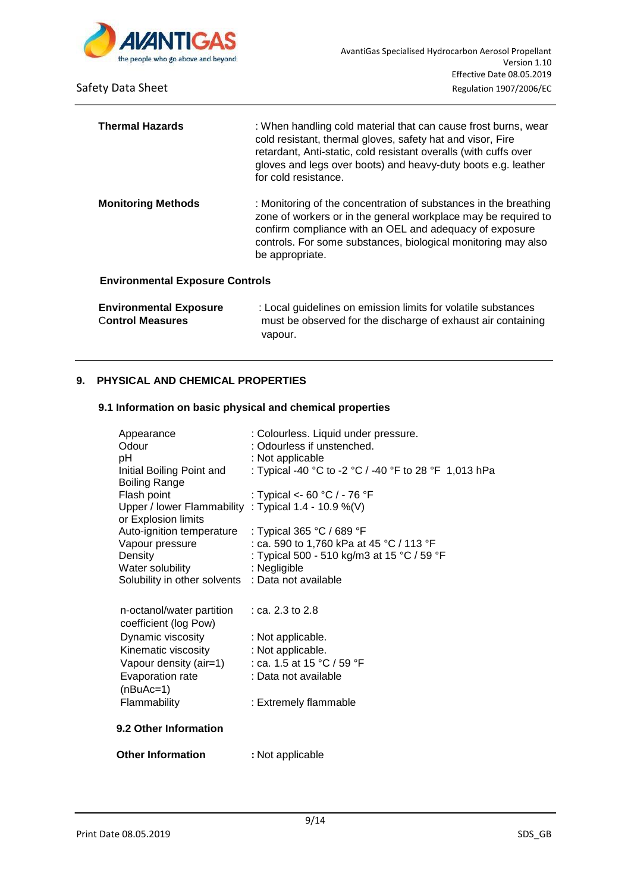| | |
|---|---|
| **Thermal Hazards** | : When handling cold material that can cause frost burns, wear cold resistant, thermal gloves, safety hat and visor, Fire retardant, Anti-static, cold resistant overalls (with cuffs over gloves and legs over boots) and heavy-duty boots e.g. leather for cold resistance. |
| **Monitoring Methods** | : Monitoring of the concentration of substances in the breathing zone of workers or in the general workplace may be required to confirm compliance with an OEL and adequacy of exposure controls. For some substances, biological monitoring may also be appropriate. |

**Environmental Exposure Controls**

| | |
|---|---|
| **Environmental Exposure Control Measures** | : Local guidelines on emission limits for volatile substances must be observed for the discharge of exhaust air containing vapour. |

## 9. PHYSICAL AND CHEMICAL PROPERTIES

### 9.1 Information on basic physical and chemical properties

| | |
|---|---|
| Appearance | : Colourless. Liquid under pressure. |
| Odour | : Odourless if unstenched. |
| pH | : Not applicable |
| Initial Boiling Point and Boiling Range | : Typical -40 °C to -2 °C / -40 °F to 28 °F 1,013 hPa |
| Flash point | : Typical <- 60 °C / - 76 °F |
| Upper / lower Flammability or Explosion limits | : Typical 1.4 - 10.9 %(V) |
| Auto-ignition temperature | : Typical 365 °C / 689 °F |
| Vapour pressure | : ca. 590 to 1,760 kPa at 45 °C / 113 °F |
| Density | : Typical 500 - 510 kg/m3 at 15 °C / 59 °F |
| Water solubility | : Negligible |
| Solubility in other solvents | : Data not available |
| n-octanol/water partition coefficient (log Pow) | : ca. 2.3 to 2.8 |
| Dynamic viscosity | : Not applicable. |
| Kinematic viscosity | : Not applicable. |
| Vapour density (air=1) | : ca. 1.5 at 15 °C / 59 °F |
| Evaporation rate (nBuAc=1) | : Data not available |
| Flammability | : Extremely flammable |

### 9.2 Other Information

**Other Information** **:** Not applicable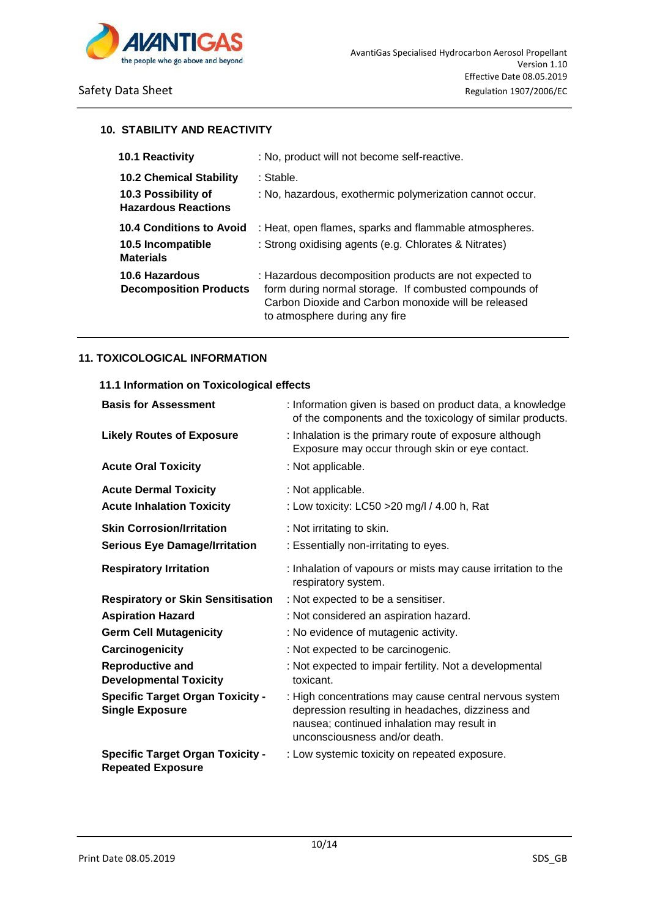## 10. STABILITY AND REACTIVITY

| | |
|---|---|
| **10.1 Reactivity** | : No, product will not become self-reactive. |
| **10.2 Chemical Stability** | : Stable. |
| **10.3 Possibility of Hazardous Reactions** | : No, hazardous, exothermic polymerization cannot occur. |
| **10.4 Conditions to Avoid** | : Heat, open flames, sparks and flammable atmospheres. |
| **10.5 Incompatible Materials** | : Strong oxidising agents (e.g. Chlorates & Nitrates) |
| **10.6 Hazardous Decomposition Products** | : Hazardous decomposition products are not expected to form during normal storage. If combusted compounds of Carbon Dioxide and Carbon monoxide will be released to atmosphere during any fire |

## 11. TOXICOLOGICAL INFORMATION

### 11.1 Information on Toxicological effects

| | |
|---|---|
| **Basis for Assessment** | : Information given is based on product data, a knowledge of the components and the toxicology of similar products. |
| **Likely Routes of Exposure** | : Inhalation is the primary route of exposure although Exposure may occur through skin or eye contact. |
| **Acute Oral Toxicity** | : Not applicable. |
| **Acute Dermal Toxicity** | : Not applicable. |
| **Acute Inhalation Toxicity** | : Low toxicity: LC50 >20 mg/l / 4.00 h, Rat |
| **Skin Corrosion/Irritation** | : Not irritating to skin. |
| **Serious Eye Damage/Irritation** | : Essentially non-irritating to eyes. |
| **Respiratory Irritation** | : Inhalation of vapours or mists may cause irritation to the respiratory system. |
| **Respiratory or Skin Sensitisation** | : Not expected to be a sensitiser. |
| **Aspiration Hazard** | : Not considered an aspiration hazard. |
| **Germ Cell Mutagenicity** | : No evidence of mutagenic activity. |
| **Carcinogenicity** | : Not expected to be carcinogenic. |
| **Reproductive and Developmental Toxicity** | : Not expected to impair fertility. Not a developmental toxicant. |
| **Specific Target Organ Toxicity - Single Exposure** | : High concentrations may cause central nervous system depression resulting in headaches, dizziness and nausea; continued inhalation may result in unconsciousness and/or death. |
| **Specific Target Organ Toxicity - Repeated Exposure** | : Low systemic toxicity on repeated exposure. |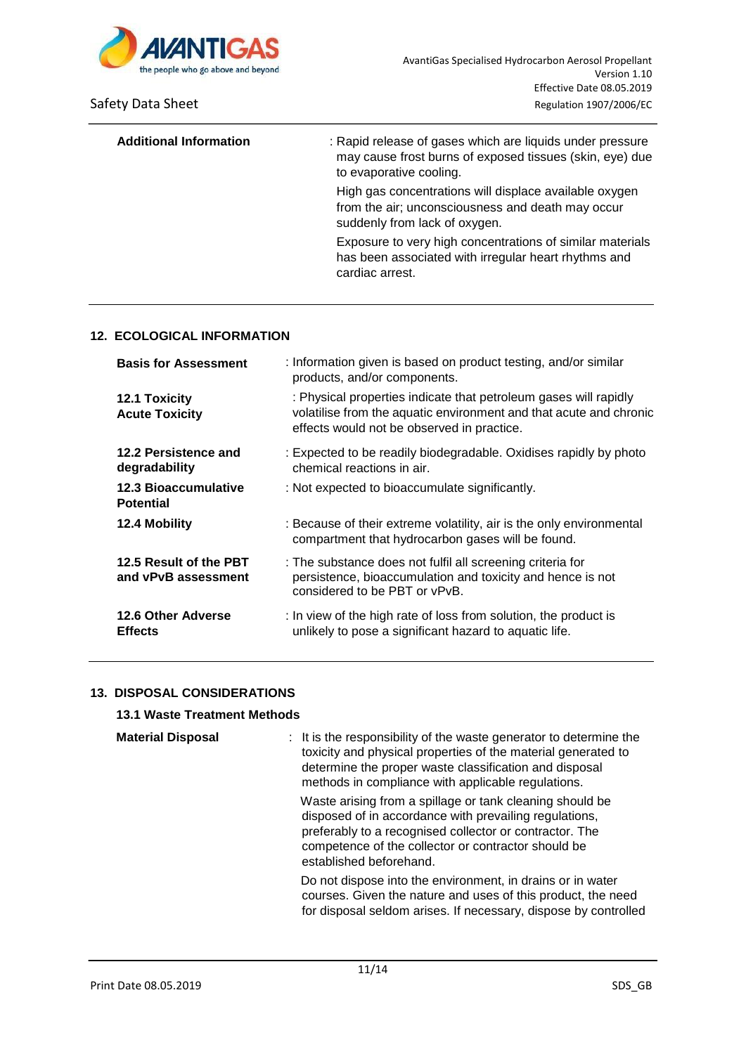| | |
|---|---|
| **Additional Information** | : Rapid release of gases which are liquids under pressure may cause frost burns of exposed tissues (skin, eye) due to evaporative cooling. High gas concentrations will displace available oxygen from the air; unconsciousness and death may occur suddenly from lack of oxygen. Exposure to very high concentrations of similar materials has been associated with irregular heart rhythms and cardiac arrest. |

## 12. ECOLOGICAL INFORMATION

| | |
|---|---|
| **Basis for Assessment** | : Information given is based on product testing, and/or similar products, and/or components. |
| **12.1 Toxicity Acute Toxicity** | : Physical properties indicate that petroleum gases will rapidly volatilise from the aquatic environment and that acute and chronic effects would not be observed in practice. |
| **12.2 Persistence and degradability** | : Expected to be readily biodegradable. Oxidises rapidly by photo chemical reactions in air. |
| **12.3 Bioaccumulative Potential** | : Not expected to bioaccumulate significantly. |
| **12.4 Mobility** | : Because of their extreme volatility, air is the only environmental compartment that hydrocarbon gases will be found. |
| **12.5 Result of the PBT and vPvB assessment** | : The substance does not fulfil all screening criteria for persistence, bioaccumulation and toxicity and hence is not considered to be PBT or vPvB. |
| **12.6 Other Adverse Effects** | : In view of the high rate of loss from solution, the product is unlikely to pose a significant hazard to aquatic life. |

## 13. DISPOSAL CONSIDERATIONS

### 13.1 Waste Treatment Methods

| | |
|---|---|
| **Material Disposal** | : It is the responsibility of the waste generator to determine the toxicity and physical properties of the material generated to determine the proper waste classification and disposal methods in compliance with applicable regulations. Waste arising from a spillage or tank cleaning should be disposed of in accordance with prevailing regulations, preferably to a recognised collector or contractor. The competence of the collector or contractor should be established beforehand. Do not dispose into the environment, in drains or in water courses. Given the nature and uses of this product, the need for disposal seldom arises. If necessary, dispose by controlled |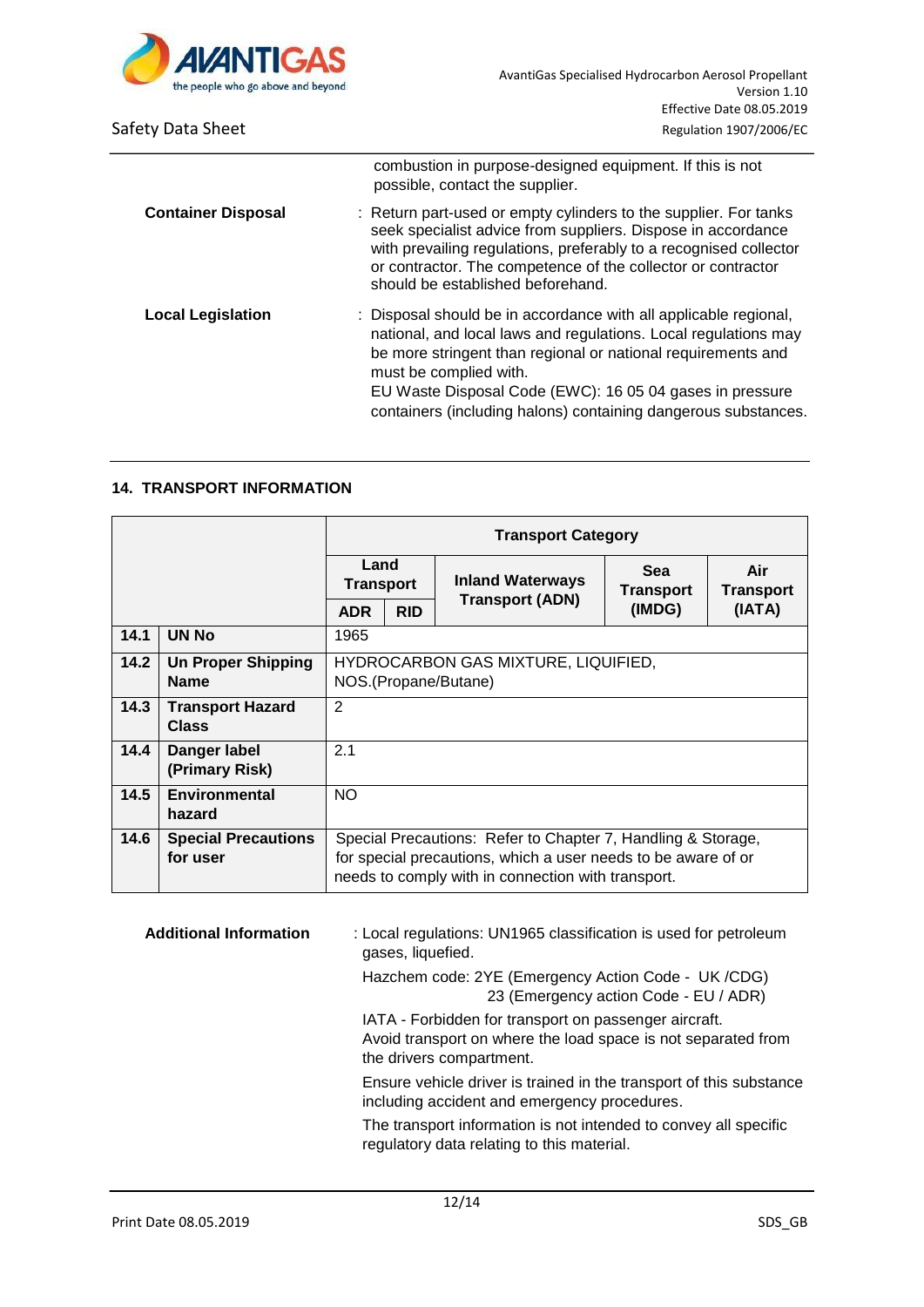combustion in purpose-designed equipment. If this is not possible, contact the supplier.

**Container Disposal** : Return part-used or empty cylinders to the supplier. For tanks seek specialist advice from suppliers. Dispose in accordance with prevailing regulations, preferably to a recognised collector or contractor. The competence of the collector or contractor should be established beforehand.

**Local Legislation** : Disposal should be in accordance with all applicable regional, national, and local laws and regulations. Local regulations may be more stringent than regional or national requirements and must be complied with.
EU Waste Disposal Code (EWC): 16 05 04 gases in pressure containers (including halons) containing dangerous substances.

## 14. TRANSPORT INFORMATION

| | | Transport Category | | | | |
|---|---|---|---|---|---|---|
| | | Land Transport | | Inland Waterways Transport (ADN) | Sea Transport (IMDG) | Air Transport (IATA) |
| | | ADR | RID | | | |
| **14.1** | **UN No** | 1965 | | | | |
| **14.2** | **Un Proper Shipping Name** | HYDROCARBON GAS MIXTURE, LIQUIFIED, NOS.(Propane/Butane) | | | | |
| **14.3** | **Transport Hazard Class** | 2 | | | | |
| **14.4** | **Danger label (Primary Risk)** | 2.1 | | | | |
| **14.5** | **Environmental hazard** | NO | | | | |
| **14.6** | **Special Precautions for user** | Special Precautions: Refer to Chapter 7, Handling & Storage, for special precautions, which a user needs to be aware of or needs to comply with in connection with transport. | | | | |

**Additional Information** : Local regulations: UN1965 classification is used for petroleum gases, liquefied.

Hazchem code: 2YE (Emergency Action Code - UK /CDG)
23 (Emergency action Code - EU / ADR)

IATA - Forbidden for transport on passenger aircraft.
Avoid transport on where the load space is not separated from the drivers compartment.

Ensure vehicle driver is trained in the transport of this substance including accident and emergency procedures.

The transport information is not intended to convey all specific regulatory data relating to this material.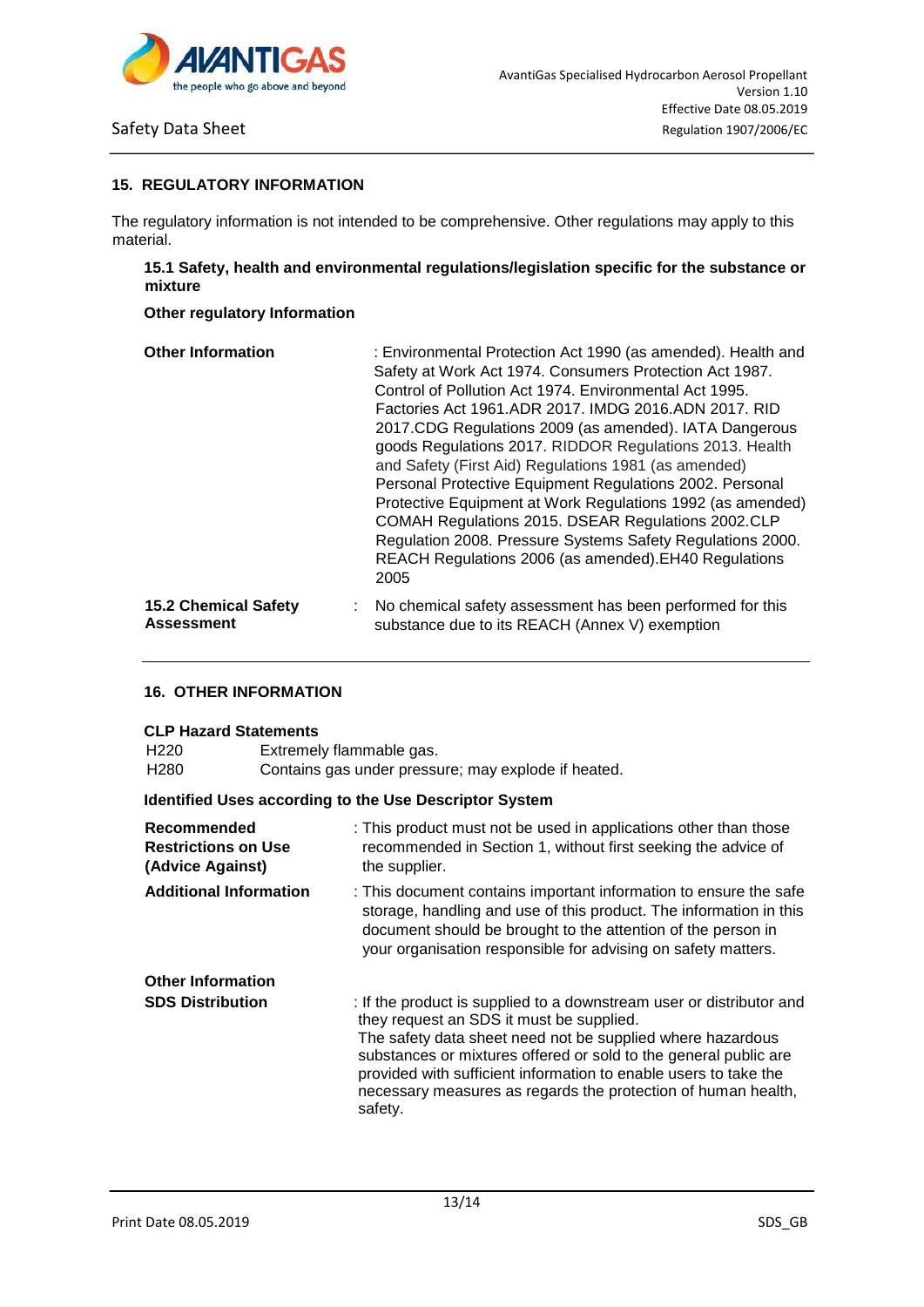## 15. REGULATORY INFORMATION

The regulatory information is not intended to be comprehensive. Other regulations may apply to this material.

### 15.1 Safety, health and environmental regulations/legislation specific for the substance or mixture

**Other regulatory Information**

| | |
|---|---|
| **Other Information** | : Environmental Protection Act 1990 (as amended). Health and Safety at Work Act 1974. Consumers Protection Act 1987. Control of Pollution Act 1974. Environmental Act 1995. Factories Act 1961.ADR 2017. IMDG 2016.ADN 2017. RID 2017.CDG Regulations 2009 (as amended). IATA Dangerous goods Regulations 2017. RIDDOR Regulations 2013. Health and Safety (First Aid) Regulations 1981 (as amended) Personal Protective Equipment Regulations 2002. Personal Protective Equipment at Work Regulations 1992 (as amended) COMAH Regulations 2015. DSEAR Regulations 2002.CLP Regulation 2008. Pressure Systems Safety Regulations 2000. REACH Regulations 2006 (as amended).EH40 Regulations 2005 |
| **15.2 Chemical Safety Assessment** | : No chemical safety assessment has been performed for this substance due to its REACH (Annex V) exemption |

## 16. OTHER INFORMATION

**CLP Hazard Statements**

| | |
|---|---|
| H220 | Extremely flammable gas. |
| H280 | Contains gas under pressure; may explode if heated. |

**Identified Uses according to the Use Descriptor System**

| | |
|---|---|
| **Recommended Restrictions on Use (Advice Against)** | : This product must not be used in applications other than those recommended in Section 1, without first seeking the advice of the supplier. |
| **Additional Information** | : This document contains important information to ensure the safe storage, handling and use of this product. The information in this document should be brought to the attention of the person in your organisation responsible for advising on safety matters. |

**Other Information**

| | |
|---|---|
| **SDS Distribution** | : If the product is supplied to a downstream user or distributor and they request an SDS it must be supplied. The safety data sheet need not be supplied where hazardous substances or mixtures offered or sold to the general public are provided with sufficient information to enable users to take the necessary measures as regards the protection of human health, safety. |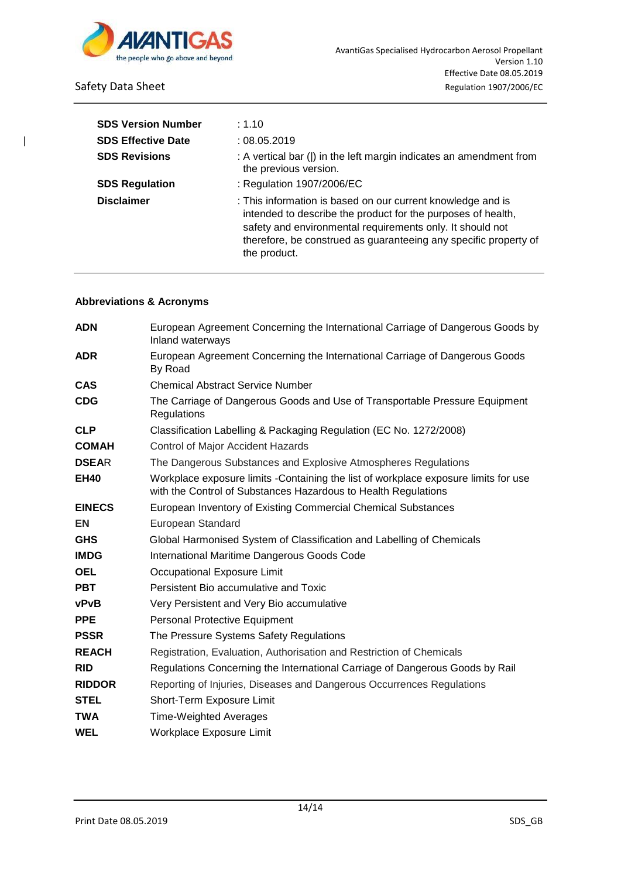| | |
|---|---|
| **SDS Version Number** | : 1.10 |
| **SDS Effective Date** | : 08.05.2019 |
| **SDS Revisions** | : A vertical bar (\|) in the left margin indicates an amendment from the previous version. |
| **SDS Regulation** | : Regulation 1907/2006/EC |
| **Disclaimer** | : This information is based on our current knowledge and is intended to describe the product for the purposes of health, safety and environmental requirements only. It should not therefore, be construed as guaranteeing any specific property of the product. |

**Abbreviations & Acronyms**

| | |
|---|---|
| **ADN** | European Agreement Concerning the International Carriage of Dangerous Goods by Inland waterways |
| **ADR** | European Agreement Concerning the International Carriage of Dangerous Goods By Road |
| **CAS** | Chemical Abstract Service Number |
| **CDG** | The Carriage of Dangerous Goods and Use of Transportable Pressure Equipment Regulations |
| **CLP** | Classification Labelling & Packaging Regulation (EC No. 1272/2008) |
| **COMAH** | Control of Major Accident Hazards |
| **DSEA**R | The Dangerous Substances and Explosive Atmospheres Regulations |
| **EH40** | Workplace exposure limits -Containing the list of workplace exposure limits for use with the Control of Substances Hazardous to Health Regulations |
| **EINECS** | European Inventory of Existing Commercial Chemical Substances |
| **EN** | European Standard |
| **GHS** | Global Harmonised System of Classification and Labelling of Chemicals |
| **IMDG** | International Maritime Dangerous Goods Code |
| **OEL** | Occupational Exposure Limit |
| **PBT** | Persistent Bio accumulative and Toxic |
| **vPvB** | Very Persistent and Very Bio accumulative |
| **PPE** | Personal Protective Equipment |
| **PSSR** | The Pressure Systems Safety Regulations |
| **REACH** | Registration, Evaluation, Authorisation and Restriction of Chemicals |
| **RID** | Regulations Concerning the International Carriage of Dangerous Goods by Rail |
| **RIDDOR** | Reporting of Injuries, Diseases and Dangerous Occurrences Regulations |
| **STEL** | Short-Term Exposure Limit |
| **TWA** | Time-Weighted Averages |
| **WEL** | Workplace Exposure Limit |